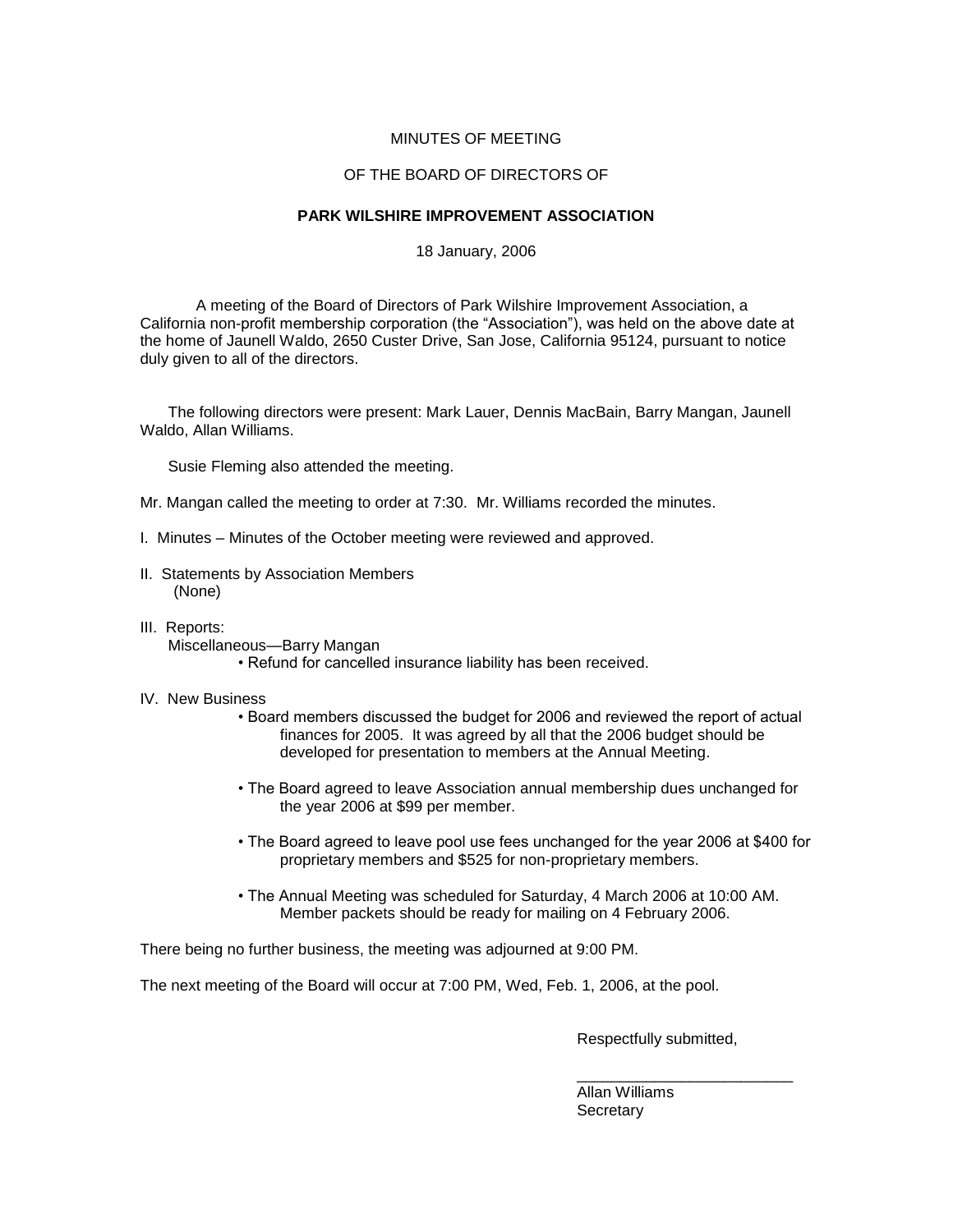MINUTES OF MEETING

OF THE BOARD OF DIRECTORS OF

**PARK WILSHIRE IMPROVEMENT ASSOCIATION**

18 January, 2006

A meeting of the Board of Directors of Park Wilshire Improvement Association, a California non-profit membership corporation (the "Association"), was held on the above date at the home of Jaunell Waldo, 2650 Custer Drive, San Jose, California 95124, pursuant to notice duly given to all of the directors.

The following directors were present: Mark Lauer, Dennis MacBain, Barry Mangan, Jaunell Waldo, Allan Williams.

Susie Fleming also attended the meeting.

Mr. Mangan called the meeting to order at 7:30. Mr. Williams recorded the minutes.

I. Minutes – Minutes of the October meeting were reviewed and approved.

II. Statements by Association Members
(None)

III. Reports:
Miscellaneous—Barry Mangan

- Refund for cancelled insurance liability has been received.

IV. New Business

- Board members discussed the budget for 2006 and reviewed the report of actual finances for 2005. It was agreed by all that the 2006 budget should be developed for presentation to members at the Annual Meeting.

- The Board agreed to leave Association annual membership dues unchanged for the year 2006 at $99 per member.

- The Board agreed to leave pool use fees unchanged for the year 2006 at $400 for proprietary members and $525 for non-proprietary members.

- The Annual Meeting was scheduled for Saturday, 4 March 2006 at 10:00 AM. Member packets should be ready for mailing on 4 February 2006.

There being no further business, the meeting was adjourned at 9:00 PM.

The next meeting of the Board will occur at 7:00 PM, Wed, Feb. 1, 2006, at the pool.

Respectfully submitted,

\_\_\_\_\_\_\_\_\_\_\_\_\_\_\_\_\_\_\_\_\_\_\_\_\_
Allan Williams
Secretary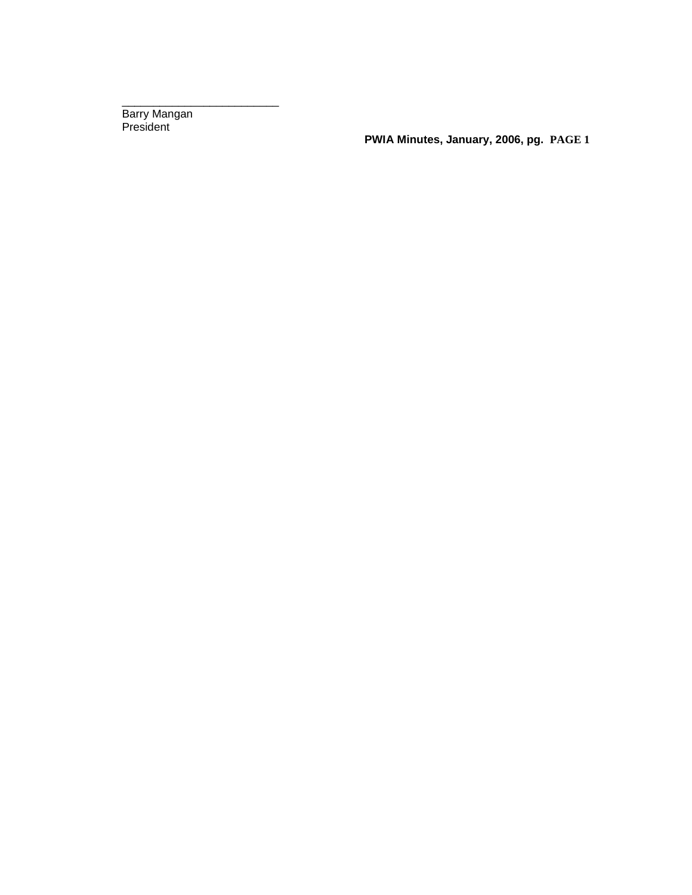________________________
Barry Mangan
President